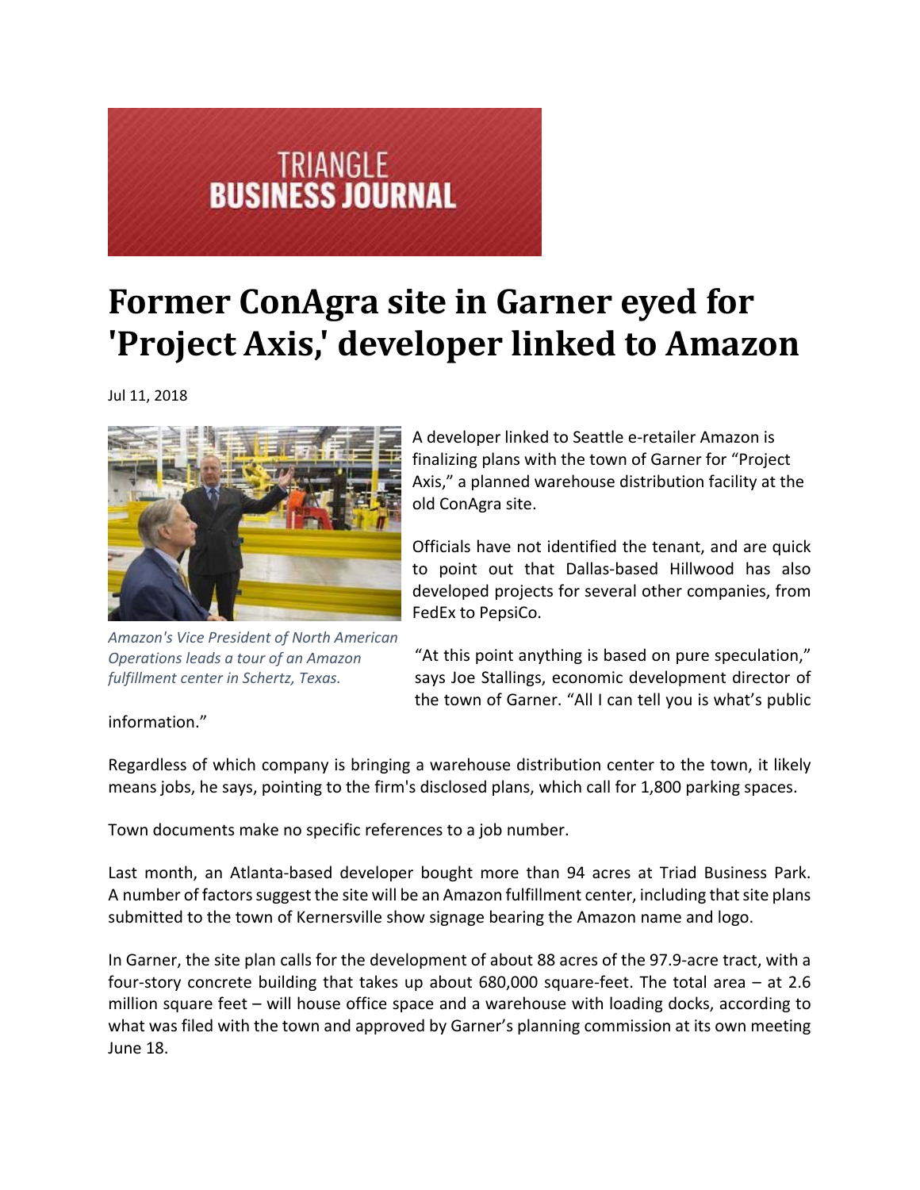TRIANGLE
**BUSINESS JOURNAL**

# Former ConAgra site in Garner eyed for 'Project Axis,' developer linked to Amazon

Jul 11, 2018

*Amazon's Vice President of North American Operations leads a tour of an Amazon fulfillment center in Schertz, Texas.*

A developer linked to Seattle e-retailer Amazon is finalizing plans with the town of Garner for "Project Axis," a planned warehouse distribution facility at the old ConAgra site.

Officials have not identified the tenant, and are quick to point out that Dallas-based Hillwood has also developed projects for several other companies, from FedEx to PepsiCo.

"At this point anything is based on pure speculation," says Joe Stallings, economic development director of the town of Garner. "All I can tell you is what's public information."

Regardless of which company is bringing a warehouse distribution center to the town, it likely means jobs, he says, pointing to the firm's disclosed plans, which call for 1,800 parking spaces.

Town documents make no specific references to a job number.

Last month, an Atlanta-based developer bought more than 94 acres at Triad Business Park. A number of factors suggest the site will be an Amazon fulfillment center, including that site plans submitted to the town of Kernersville show signage bearing the Amazon name and logo.

In Garner, the site plan calls for the development of about 88 acres of the 97.9-acre tract, with a four-story concrete building that takes up about 680,000 square-feet. The total area – at 2.6 million square feet – will house office space and a warehouse with loading docks, according to what was filed with the town and approved by Garner's planning commission at its own meeting June 18.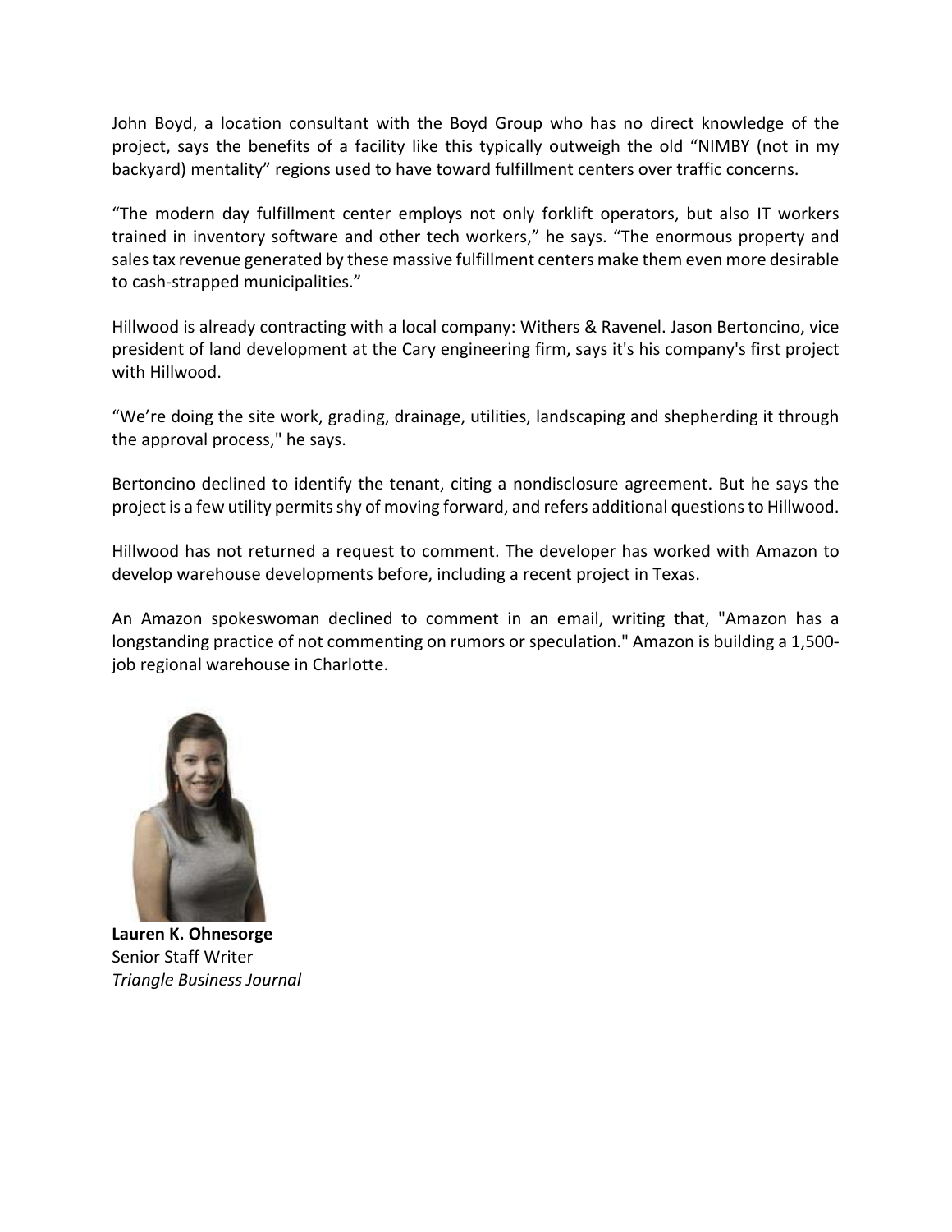John Boyd, a location consultant with the Boyd Group who has no direct knowledge of the project, says the benefits of a facility like this typically outweigh the old "NIMBY (not in my backyard) mentality" regions used to have toward fulfillment centers over traffic concerns.

"The modern day fulfillment center employs not only forklift operators, but also IT workers trained in inventory software and other tech workers," he says. "The enormous property and sales tax revenue generated by these massive fulfillment centers make them even more desirable to cash-strapped municipalities."

Hillwood is already contracting with a local company: Withers & Ravenel. Jason Bertoncino, vice president of land development at the Cary engineering firm, says it's his company's first project with Hillwood.

"We're doing the site work, grading, drainage, utilities, landscaping and shepherding it through the approval process," he says.

Bertoncino declined to identify the tenant, citing a nondisclosure agreement. But he says the project is a few utility permits shy of moving forward, and refers additional questions to Hillwood.

Hillwood has not returned a request to comment. The developer has worked with Amazon to develop warehouse developments before, including a recent project in Texas.

An Amazon spokeswoman declined to comment in an email, writing that, "Amazon has a longstanding practice of not commenting on rumors or speculation." Amazon is building a 1,500-job regional warehouse in Charlotte.

**Lauren K. Ohnesorge**
Senior Staff Writer
*Triangle Business Journal*